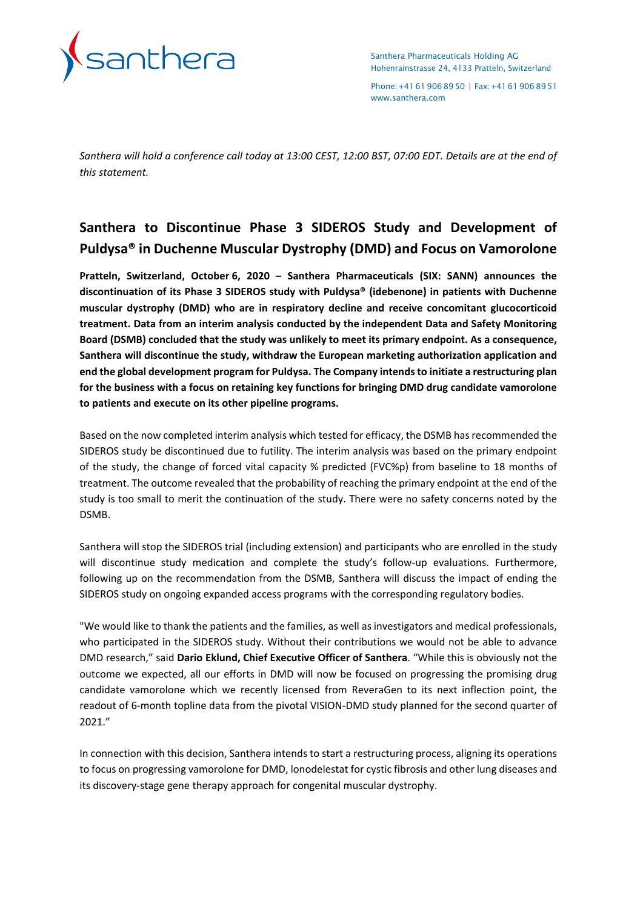santhera

Santhera Pharmaceuticals Holding AG
Hohenrainstrasse 24, 4133 Pratteln, Switzerland

Phone: +41 61 906 89 50 | Fax: +41 61 906 89 51
www.santhera.com

*Santhera will hold a conference call today at 13:00 CEST, 12:00 BST, 07:00 EDT. Details are at the end of this statement.*

# Santhera to Discontinue Phase 3 SIDEROS Study and Development of Puldysa® in Duchenne Muscular Dystrophy (DMD) and Focus on Vamorolone

**Pratteln, Switzerland, October 6, 2020 – Santhera Pharmaceuticals (SIX: SANN) announces the discontinuation of its Phase 3 SIDEROS study with Puldysa® (idebenone) in patients with Duchenne muscular dystrophy (DMD) who are in respiratory decline and receive concomitant glucocorticoid treatment. Data from an interim analysis conducted by the independent Data and Safety Monitoring Board (DSMB) concluded that the study was unlikely to meet its primary endpoint. As a consequence, Santhera will discontinue the study, withdraw the European marketing authorization application and end the global development program for Puldysa. The Company intends to initiate a restructuring plan for the business with a focus on retaining key functions for bringing DMD drug candidate vamorolone to patients and execute on its other pipeline programs.**

Based on the now completed interim analysis which tested for efficacy, the DSMB has recommended the SIDEROS study be discontinued due to futility. The interim analysis was based on the primary endpoint of the study, the change of forced vital capacity % predicted (FVC%p) from baseline to 18 months of treatment. The outcome revealed that the probability of reaching the primary endpoint at the end of the study is too small to merit the continuation of the study. There were no safety concerns noted by the DSMB.

Santhera will stop the SIDEROS trial (including extension) and participants who are enrolled in the study will discontinue study medication and complete the study's follow-up evaluations. Furthermore, following up on the recommendation from the DSMB, Santhera will discuss the impact of ending the SIDEROS study on ongoing expanded access programs with the corresponding regulatory bodies.

"We would like to thank the patients and the families, as well as investigators and medical professionals, who participated in the SIDEROS study. Without their contributions we would not be able to advance DMD research," said **Dario Eklund, Chief Executive Officer of Santhera**. "While this is obviously not the outcome we expected, all our efforts in DMD will now be focused on progressing the promising drug candidate vamorolone which we recently licensed from ReveraGen to its next inflection point, the readout of 6-month topline data from the pivotal VISION-DMD study planned for the second quarter of 2021."

In connection with this decision, Santhera intends to start a restructuring process, aligning its operations to focus on progressing vamorolone for DMD, lonodelestat for cystic fibrosis and other lung diseases and its discovery-stage gene therapy approach for congenital muscular dystrophy.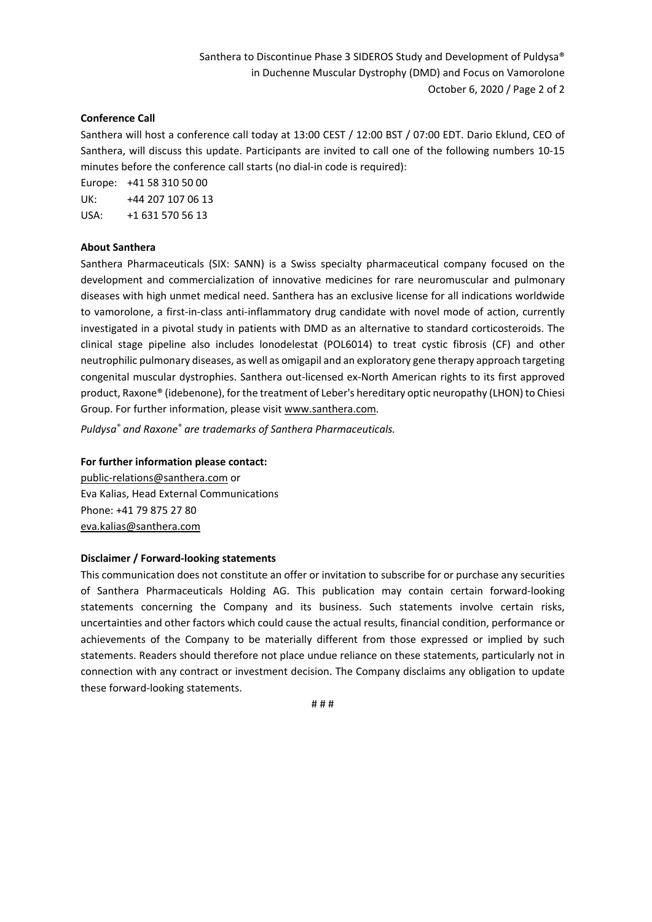**Conference Call**

Santhera will host a conference call today at 13:00 CEST / 12:00 BST / 07:00 EDT. Dario Eklund, CEO of Santhera, will discuss this update. Participants are invited to call one of the following numbers 10-15 minutes before the conference call starts (no dial-in code is required):

Europe: +41 58 310 50 00
UK: +44 207 107 06 13
USA: +1 631 570 56 13

**About Santhera**

Santhera Pharmaceuticals (SIX: SANN) is a Swiss specialty pharmaceutical company focused on the development and commercialization of innovative medicines for rare neuromuscular and pulmonary diseases with high unmet medical need. Santhera has an exclusive license for all indications worldwide to vamorolone, a first-in-class anti-inflammatory drug candidate with novel mode of action, currently investigated in a pivotal study in patients with DMD as an alternative to standard corticosteroids. The clinical stage pipeline also includes lonodelestat (POL6014) to treat cystic fibrosis (CF) and other neutrophilic pulmonary diseases, as well as omigapil and an exploratory gene therapy approach targeting congenital muscular dystrophies. Santhera out-licensed ex-North American rights to its first approved product, Raxone® (idebenone), for the treatment of Leber's hereditary optic neuropathy (LHON) to Chiesi Group. For further information, please visit www.santhera.com.

*Puldysa® and Raxone® are trademarks of Santhera Pharmaceuticals.*

**For further information please contact:**

public-relations@santhera.com or
Eva Kalias, Head External Communications
Phone: +41 79 875 27 80
eva.kalias@santhera.com

**Disclaimer / Forward-looking statements**

This communication does not constitute an offer or invitation to subscribe for or purchase any securities of Santhera Pharmaceuticals Holding AG. This publication may contain certain forward-looking statements concerning the Company and its business. Such statements involve certain risks, uncertainties and other factors which could cause the actual results, financial condition, performance or achievements of the Company to be materially different from those expressed or implied by such statements. Readers should therefore not place undue reliance on these statements, particularly not in connection with any contract or investment decision. The Company disclaims any obligation to update these forward-looking statements.

# # #